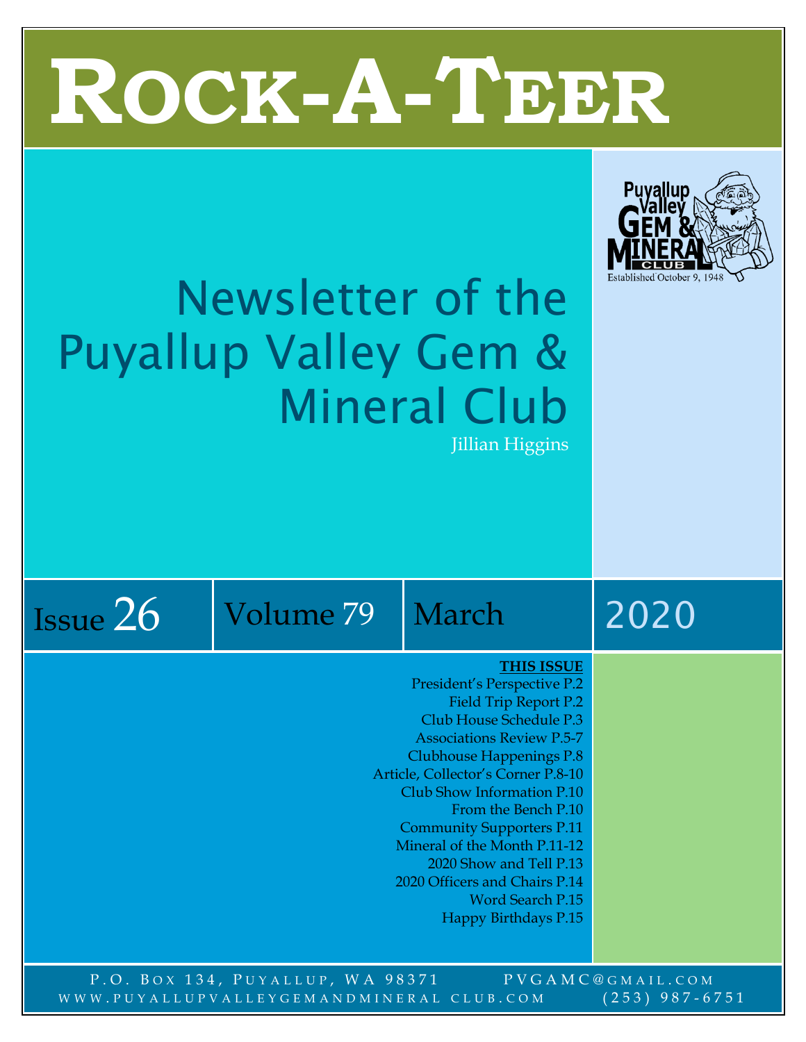# ROCK-A-TEER

## Newsletter of the Puyallup Valley Gem & Mineral Club

Jillian Higgins

Puyallup Valley Gem & Mineral Club
Established October 9, 1948

Issue 26 | Volume 79 | March | 2020

**THIS ISSUE**

- President's Perspective P.2
- Field Trip Report P.2
- Club House Schedule P.3
- Associations Review P.5-7
- Clubhouse Happenings P.8
- Article, Collector's Corner P.8-10
- Club Show Information P.10
- From the Bench P.10
- Community Supporters P.11
- Mineral of the Month P.11-12
- 2020 Show and Tell P.13
- 2020 Officers and Chairs P.14
- Word Search P.15
- Happy Birthdays P.15

P.O. Box 134, Puyallup, WA 98371 PVGAMC@GMAIL.COM
WWW.PUYALLUPVALLEYGEMANDMINERAL CLUB.COM (253) 987-6751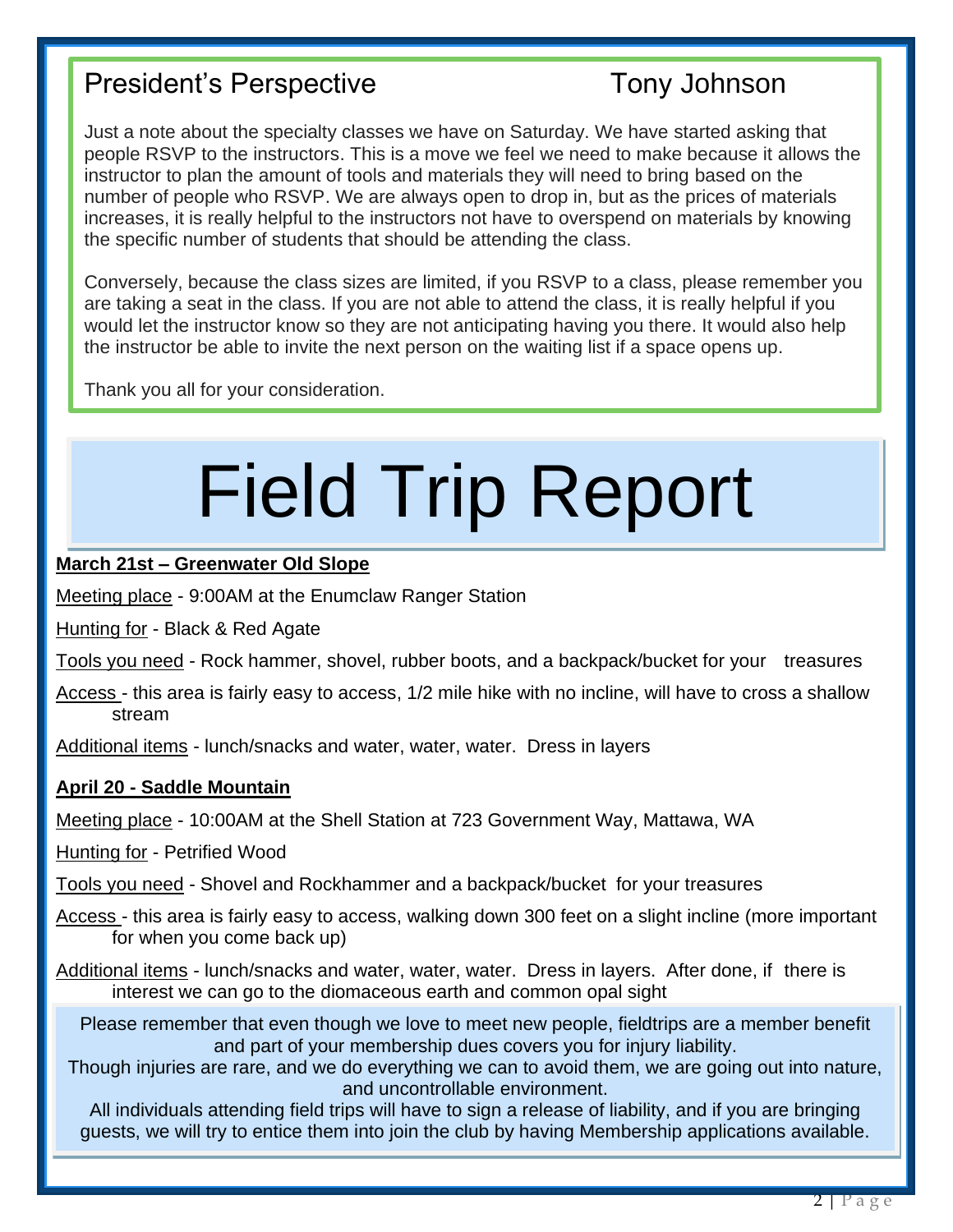## President's Perspective — Tony Johnson

Just a note about the specialty classes we have on Saturday. We have started asking that people RSVP to the instructors. This is a move we feel we need to make because it allows the instructor to plan the amount of tools and materials they will need to bring based on the number of people who RSVP. We are always open to drop in, but as the prices of materials increases, it is really helpful to the instructors not have to overspend on materials by knowing the specific number of students that should be attending the class.

Conversely, because the class sizes are limited, if you RSVP to a class, please remember you are taking a seat in the class. If you are not able to attend the class, it is really helpful if you would let the instructor know so they are not anticipating having you there. It would also help the instructor be able to invite the next person on the waiting list if a space opens up.

Thank you all for your consideration.

# Field Trip Report

**March 21st – Greenwater Old Slope**

Meeting place - 9:00AM at the Enumclaw Ranger Station

Hunting for - Black & Red Agate

Tools you need - Rock hammer, shovel, rubber boots, and a backpack/bucket for your treasures

Access - this area is fairly easy to access, 1/2 mile hike with no incline, will have to cross a shallow stream

Additional items - lunch/snacks and water, water, water. Dress in layers

**April 20 - Saddle Mountain**

Meeting place - 10:00AM at the Shell Station at 723 Government Way, Mattawa, WA

Hunting for - Petrified Wood

Tools you need - Shovel and Rockhammer and a backpack/bucket for your treasures

Access - this area is fairly easy to access, walking down 300 feet on a slight incline (more important for when you come back up)

Additional items - lunch/snacks and water, water, water. Dress in layers. After done, if there is interest we can go to the diomaceous earth and common opal sight

Please remember that even though we love to meet new people, fieldtrips are a member benefit and part of your membership dues covers you for injury liability.
Though injuries are rare, and we do everything we can to avoid them, we are going out into nature, and uncontrollable environment.
All individuals attending field trips will have to sign a release of liability, and if you are bringing guests, we will try to entice them into join the club by having Membership applications available.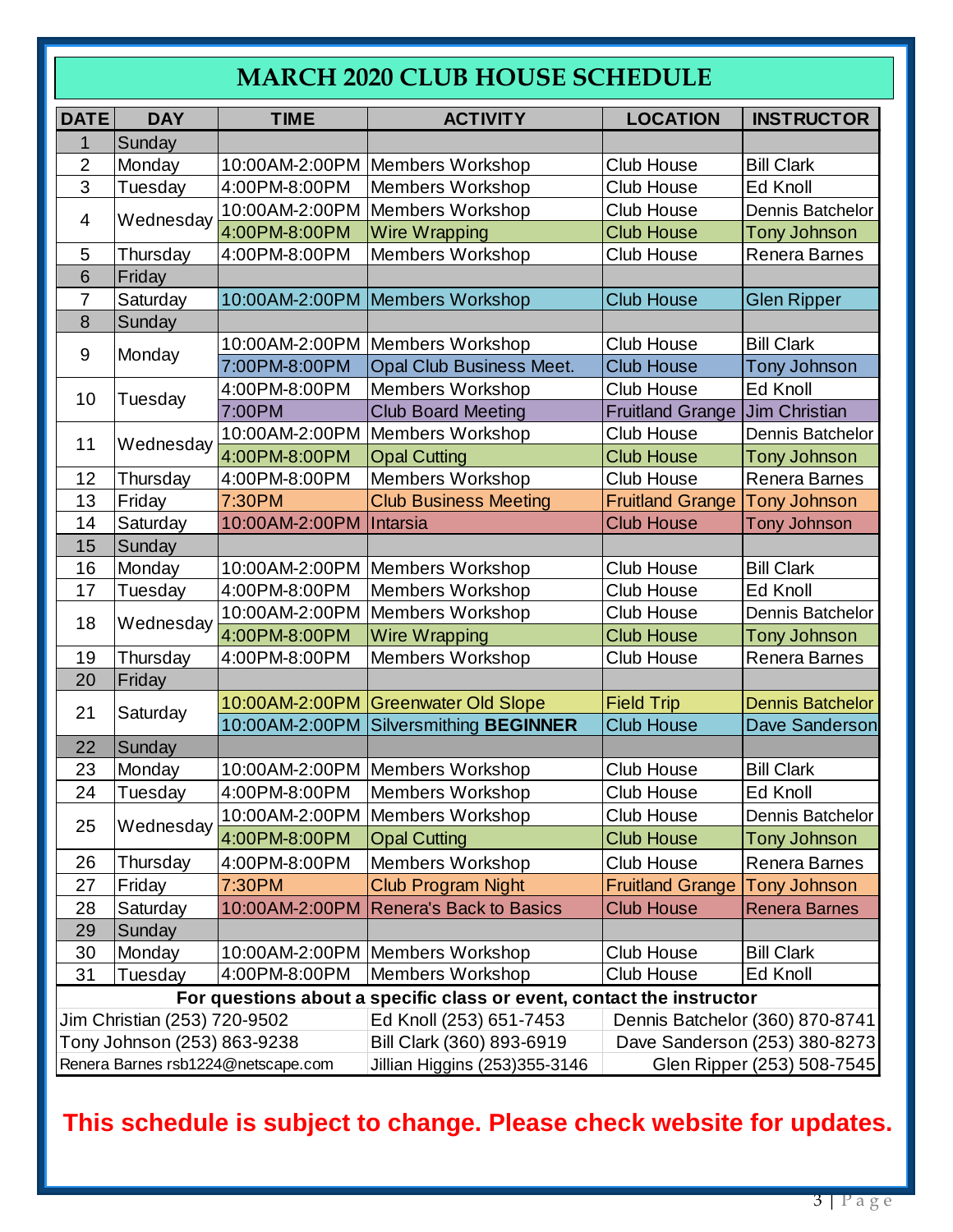# MARCH 2020 CLUB HOUSE SCHEDULE

| DATE | DAY | TIME | ACTIVITY | LOCATION | INSTRUCTOR |
|---|---|---|---|---|---|
| 1 | Sunday | | | | |
| 2 | Monday | 10:00AM-2:00PM | Members Workshop | Club House | Bill Clark |
| 3 | Tuesday | 4:00PM-8:00PM | Members Workshop | Club House | Ed Knoll |
| 4 | Wednesday | 10:00AM-2:00PM | Members Workshop | Club House | Dennis Batchelor |
| | | 4:00PM-8:00PM | Wire Wrapping | Club House | Tony Johnson |
| 5 | Thursday | 4:00PM-8:00PM | Members Workshop | Club House | Renera Barnes |
| 6 | Friday | | | | |
| 7 | Saturday | 10:00AM-2:00PM | Members Workshop | Club House | Glen Ripper |
| 8 | Sunday | | | | |
| 9 | Monday | 10:00AM-2:00PM | Members Workshop | Club House | Bill Clark |
| | | 7:00PM-8:00PM | Opal Club Business Meet. | Club House | Tony Johnson |
| 10 | Tuesday | 4:00PM-8:00PM | Members Workshop | Club House | Ed Knoll |
| | | 7:00PM | Club Board Meeting | Fruitland Grange | Jim Christian |
| 11 | Wednesday | 10:00AM-2:00PM | Members Workshop | Club House | Dennis Batchelor |
| | | 4:00PM-8:00PM | Opal Cutting | Club House | Tony Johnson |
| 12 | Thursday | 4:00PM-8:00PM | Members Workshop | Club House | Renera Barnes |
| 13 | Friday | 7:30PM | Club Business Meeting | Fruitland Grange | Tony Johnson |
| 14 | Saturday | 10:00AM-2:00PM | Intarsia | Club House | Tony Johnson |
| 15 | Sunday | | | | |
| 16 | Monday | 10:00AM-2:00PM | Members Workshop | Club House | Bill Clark |
| 17 | Tuesday | 4:00PM-8:00PM | Members Workshop | Club House | Ed Knoll |
| 18 | Wednesday | 10:00AM-2:00PM | Members Workshop | Club House | Dennis Batchelor |
| | | 4:00PM-8:00PM | Wire Wrapping | Club House | Tony Johnson |
| 19 | Thursday | 4:00PM-8:00PM | Members Workshop | Club House | Renera Barnes |
| 20 | Friday | | | | |
| 21 | Saturday | 10:00AM-2:00PM | Greenwater Old Slope | Field Trip | Dennis Batchelor |
| | | 10:00AM-2:00PM | Silversmithing **BEGINNER** | Club House | Dave Sanderson |
| 22 | Sunday | | | | |
| 23 | Monday | 10:00AM-2:00PM | Members Workshop | Club House | Bill Clark |
| 24 | Tuesday | 4:00PM-8:00PM | Members Workshop | Club House | Ed Knoll |
| 25 | Wednesday | 10:00AM-2:00PM | Members Workshop | Club House | Dennis Batchelor |
| | | 4:00PM-8:00PM | Opal Cutting | Club House | Tony Johnson |
| 26 | Thursday | 4:00PM-8:00PM | Members Workshop | Club House | Renera Barnes |
| 27 | Friday | 7:30PM | Club Program Night | Fruitland Grange | Tony Johnson |
| 28 | Saturday | 10:00AM-2:00PM | Renera's Back to Basics | Club House | Renera Barnes |
| 29 | Sunday | | | | |
| 30 | Monday | 10:00AM-2:00PM | Members Workshop | Club House | Bill Clark |
| 31 | Tuesday | 4:00PM-8:00PM | Members Workshop | Club House | Ed Knoll |

**For questions about a specific class or event, contact the instructor**

| | | |
|---|---|---|
| Jim Christian (253) 720-9502 | Ed Knoll (253) 651-7453 | Dennis Batchelor (360) 870-8741 |
| Tony Johnson (253) 863-9238 | Bill Clark (360) 893-6919 | Dave Sanderson (253) 380-8273 |
| Renera Barnes rsb1224@netscape.com | Jillian Higgins (253)355-3146 | Glen Ripper (253) 508-7545 |

**This schedule is subject to change. Please check website for updates.**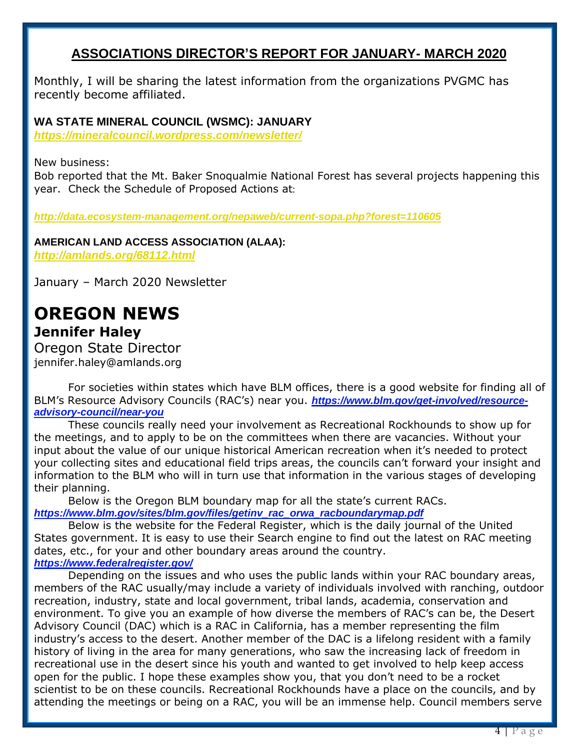## ASSOCIATIONS DIRECTOR'S REPORT FOR JANUARY- MARCH 2020

Monthly, I will be sharing the latest information from the organizations PVGMC has recently become affiliated.

### WA STATE MINERAL COUNCIL (WSMC): JANUARY

***https://mineralcouncil.wordpress.com/newsletter/***

New business:
Bob reported that the Mt. Baker Snoqualmie National Forest has several projects happening this year. Check the Schedule of Proposed Actions at:

***http://data.ecosystem-management.org/nepaweb/current-sopa.php?forest=110605***

### AMERICAN LAND ACCESS ASSOCIATION (ALAA):

***http://amlands.org/68112.html***

January – March 2020 Newsletter

# OREGON NEWS

**Jennifer Haley**
Oregon State Director
jennifer.haley@amlands.org

For societies within states which have BLM offices, there is a good website for finding all of BLM's Resource Advisory Councils (RAC's) near you. ***https://www.blm.gov/get-involved/resource-advisory-council/near-you***

These councils really need your involvement as Recreational Rockhounds to show up for the meetings, and to apply to be on the committees when there are vacancies. Without your input about the value of our unique historical American recreation when it's needed to protect your collecting sites and educational field trips areas, the councils can't forward your insight and information to the BLM who will in turn use that information in the various stages of developing their planning.

Below is the Oregon BLM boundary map for all the state's current RACs. ***https://www.blm.gov/sites/blm.gov/files/getinv_rac_orwa_racboundarymap.pdf***

Below is the website for the Federal Register, which is the daily journal of the United States government. It is easy to use their Search engine to find out the latest on RAC meeting dates, etc., for your and other boundary areas around the country. ***https://www.federalregister.gov/***

Depending on the issues and who uses the public lands within your RAC boundary areas, members of the RAC usually/may include a variety of individuals involved with ranching, outdoor recreation, industry, state and local government, tribal lands, academia, conservation and environment. To give you an example of how diverse the members of RAC's can be, the Desert Advisory Council (DAC) which is a RAC in California, has a member representing the film industry's access to the desert. Another member of the DAC is a lifelong resident with a family history of living in the area for many generations, who saw the increasing lack of freedom in recreational use in the desert since his youth and wanted to get involved to help keep access open for the public. I hope these examples show you, that you don't need to be a rocket scientist to be on these councils. Recreational Rockhounds have a place on the councils, and by attending the meetings or being on a RAC, you will be an immense help. Council members serve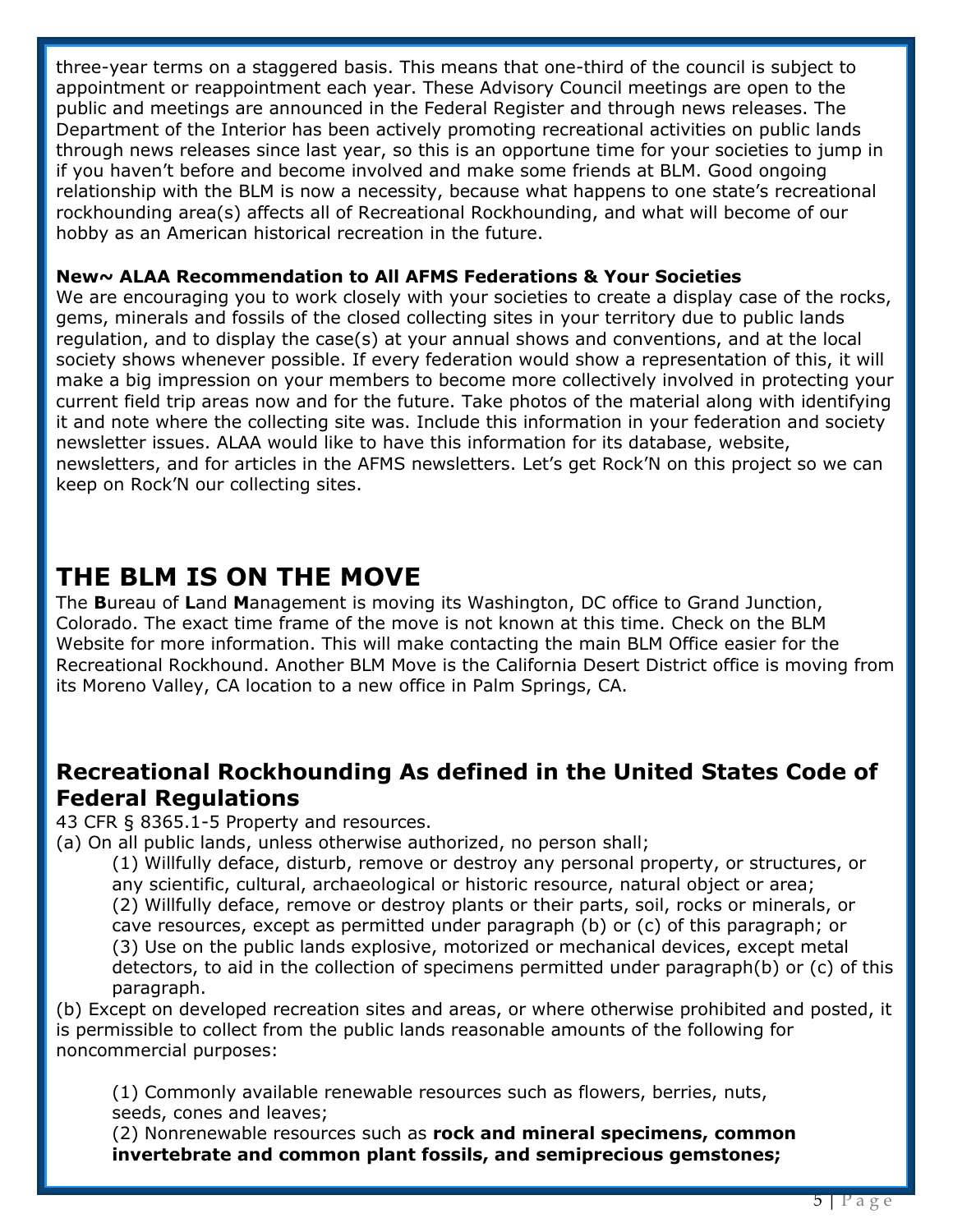three-year terms on a staggered basis. This means that one-third of the council is subject to appointment or reappointment each year. These Advisory Council meetings are open to the public and meetings are announced in the Federal Register and through news releases. The Department of the Interior has been actively promoting recreational activities on public lands through news releases since last year, so this is an opportune time for your societies to jump in if you haven't before and become involved and make some friends at BLM. Good ongoing relationship with the BLM is now a necessity, because what happens to one state's recreational rockhounding area(s) affects all of Recreational Rockhounding, and what will become of our hobby as an American historical recreation in the future.

**New~ ALAA Recommendation to All AFMS Federations & Your Societies**

We are encouraging you to work closely with your societies to create a display case of the rocks, gems, minerals and fossils of the closed collecting sites in your territory due to public lands regulation, and to display the case(s) at your annual shows and conventions, and at the local society shows whenever possible. If every federation would show a representation of this, it will make a big impression on your members to become more collectively involved in protecting your current field trip areas now and for the future. Take photos of the material along with identifying it and note where the collecting site was. Include this information in your federation and society newsletter issues. ALAA would like to have this information for its database, website, newsletters, and for articles in the AFMS newsletters. Let's get Rock'N on this project so we can keep on Rock'N our collecting sites.

# THE BLM IS ON THE MOVE

The **B**ureau of **L**and **M**anagement is moving its Washington, DC office to Grand Junction, Colorado. The exact time frame of the move is not known at this time. Check on the BLM Website for more information. This will make contacting the main BLM Office easier for the Recreational Rockhound. Another BLM Move is the California Desert District office is moving from its Moreno Valley, CA location to a new office in Palm Springs, CA.

## Recreational Rockhounding As defined in the United States Code of Federal Regulations

43 CFR § 8365.1-5 Property and resources.

(a) On all public lands, unless otherwise authorized, no person shall;

(1) Willfully deface, disturb, remove or destroy any personal property, or structures, or any scientific, cultural, archaeological or historic resource, natural object or area;

(2) Willfully deface, remove or destroy plants or their parts, soil, rocks or minerals, or cave resources, except as permitted under paragraph (b) or (c) of this paragraph; or

(3) Use on the public lands explosive, motorized or mechanical devices, except metal detectors, to aid in the collection of specimens permitted under paragraph(b) or (c) of this paragraph.

(b) Except on developed recreation sites and areas, or where otherwise prohibited and posted, it is permissible to collect from the public lands reasonable amounts of the following for noncommercial purposes:

(1) Commonly available renewable resources such as flowers, berries, nuts, seeds, cones and leaves;

(2) Nonrenewable resources such as **rock and mineral specimens, common invertebrate and common plant fossils, and semiprecious gemstones;**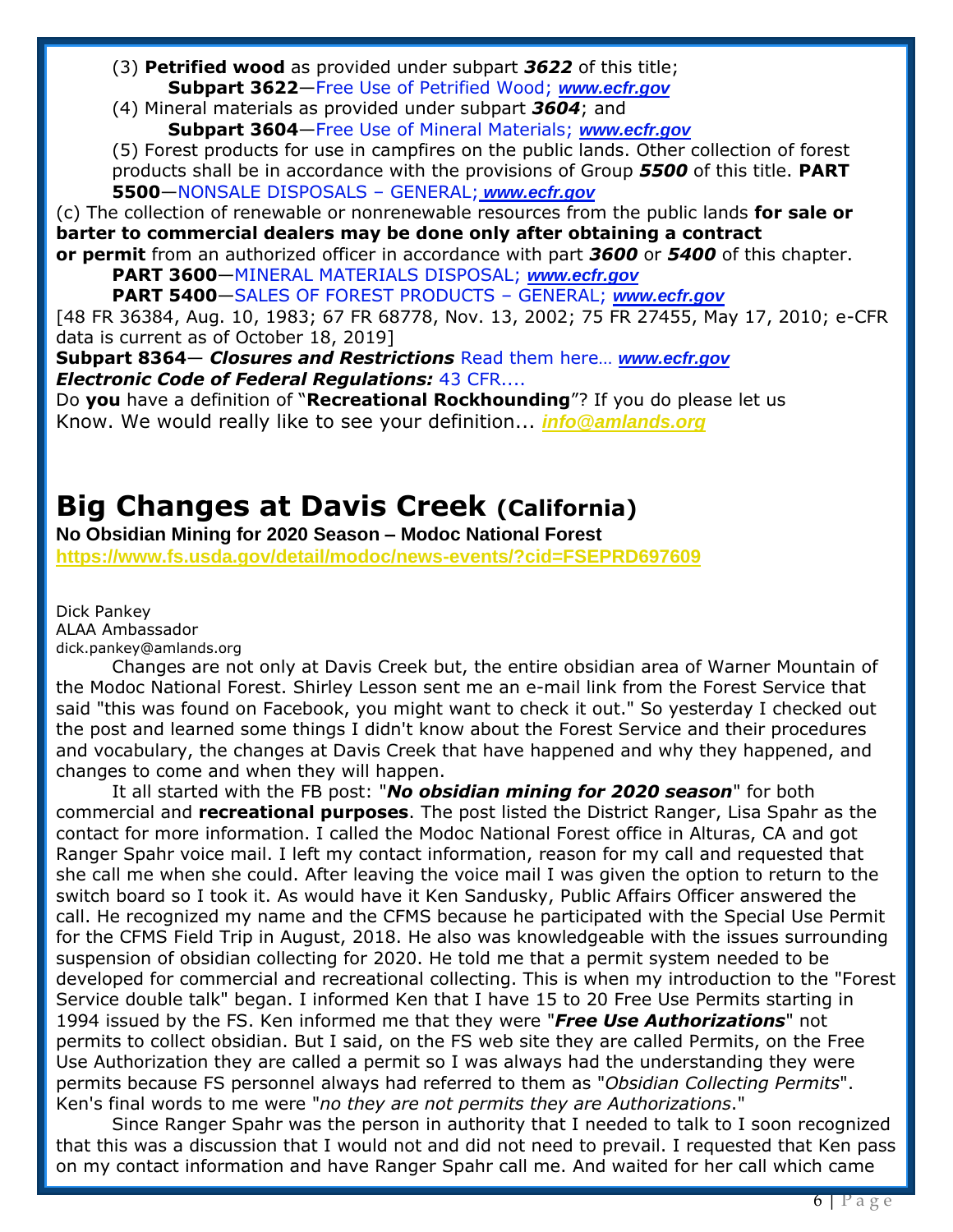(3) **Petrified wood** as provided under subpart ***3622*** of this title;

**Subpart 3622**—Free Use of Petrified Wood; ***www.ecfr.gov***

(4) Mineral materials as provided under subpart ***3604***; and

**Subpart 3604**—Free Use of Mineral Materials; ***www.ecfr.gov***

(5) Forest products for use in campfires on the public lands. Other collection of forest products shall be in accordance with the provisions of Group ***5500*** of this title. **PART 5500**—NONSALE DISPOSALS – GENERAL; ***www.ecfr.gov***

(c) The collection of renewable or nonrenewable resources from the public lands **for sale or barter to commercial dealers may be done only after obtaining a contract or permit** from an authorized officer in accordance with part ***3600*** or ***5400*** of this chapter.

**PART 3600**—MINERAL MATERIALS DISPOSAL; ***www.ecfr.gov***

**PART 5400**—SALES OF FOREST PRODUCTS – GENERAL; ***www.ecfr.gov***

[48 FR 36384, Aug. 10, 1983; 67 FR 68778, Nov. 13, 2002; 75 FR 27455, May 17, 2010; e-CFR data is current as of October 18, 2019]

**Subpart 8364**— ***Closures and Restrictions*** Read them here… ***www.ecfr.gov***

***Electronic Code of Federal Regulations:*** 43 CFR....

Do **you** have a definition of "**Recreational Rockhounding**"? If you do please let us Know. We would really like to see your definition... ***info@amlands.org***

# Big Changes at Davis Creek (California)

**No Obsidian Mining for 2020 Season – Modoc National Forest**

**https://www.fs.usda.gov/detail/modoc/news-events/?cid=FSEPRD697609**

Dick Pankey
ALAA Ambassador
dick.pankey@amlands.org

Changes are not only at Davis Creek but, the entire obsidian area of Warner Mountain of the Modoc National Forest. Shirley Lesson sent me an e-mail link from the Forest Service that said "this was found on Facebook, you might want to check it out." So yesterday I checked out the post and learned some things I didn't know about the Forest Service and their procedures and vocabulary, the changes at Davis Creek that have happened and why they happened, and changes to come and when they will happen.

It all started with the FB post: "***No obsidian mining for 2020 season***" for both commercial and **recreational purposes**. The post listed the District Ranger, Lisa Spahr as the contact for more information. I called the Modoc National Forest office in Alturas, CA and got Ranger Spahr voice mail. I left my contact information, reason for my call and requested that she call me when she could. After leaving the voice mail I was given the option to return to the switch board so I took it. As would have it Ken Sandusky, Public Affairs Officer answered the call. He recognized my name and the CFMS because he participated with the Special Use Permit for the CFMS Field Trip in August, 2018. He also was knowledgeable with the issues surrounding suspension of obsidian collecting for 2020. He told me that a permit system needed to be developed for commercial and recreational collecting. This is when my introduction to the "Forest Service double talk" began. I informed Ken that I have 15 to 20 Free Use Permits starting in 1994 issued by the FS. Ken informed me that they were "***Free Use Authorizations***" not permits to collect obsidian. But I said, on the FS web site they are called Permits, on the Free Use Authorization they are called a permit so I was always had the understanding they were permits because FS personnel always had referred to them as "*Obsidian Collecting Permits*". Ken's final words to me were "*no they are not permits they are Authorizations*."

Since Ranger Spahr was the person in authority that I needed to talk to I soon recognized that this was a discussion that I would not and did not need to prevail. I requested that Ken pass on my contact information and have Ranger Spahr call me. And waited for her call which came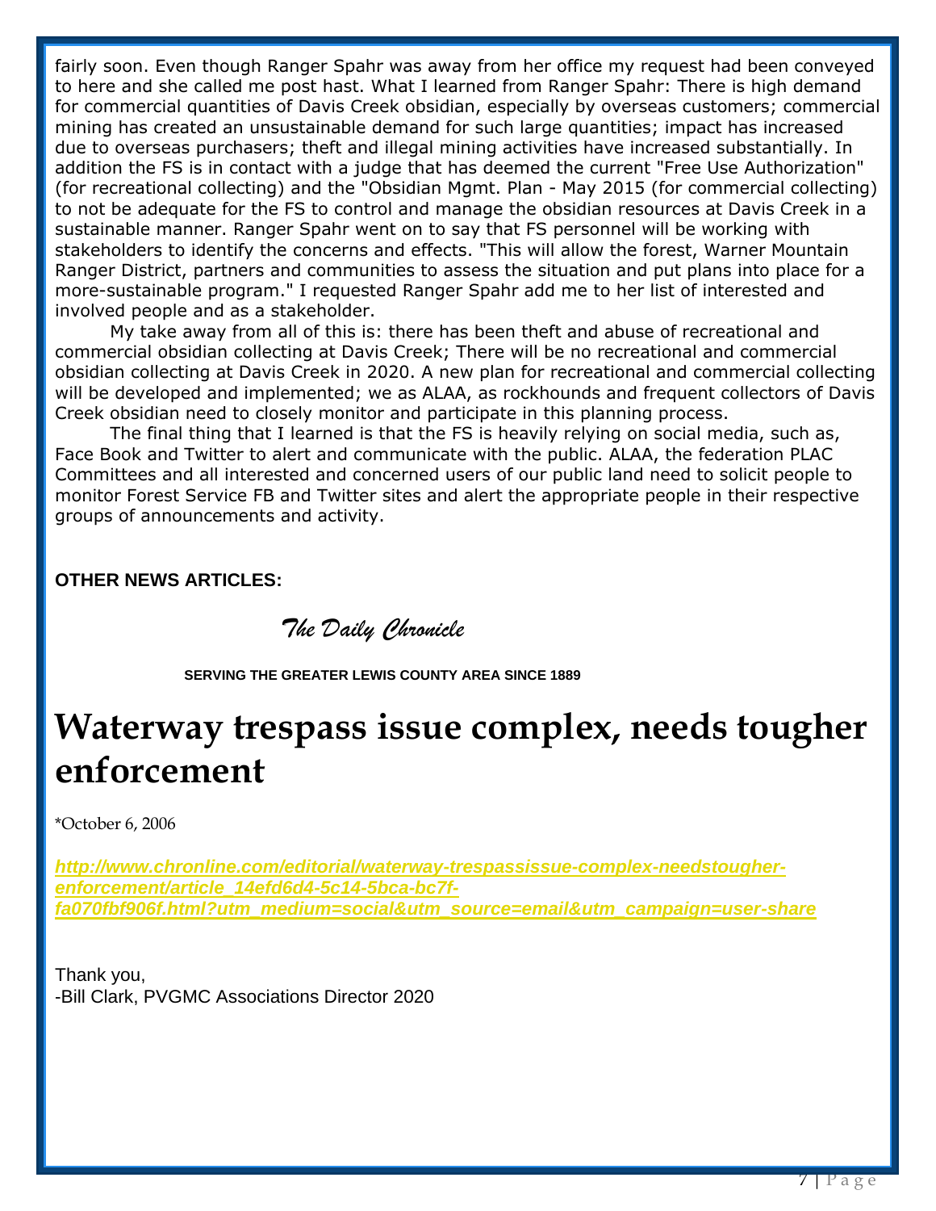fairly soon. Even though Ranger Spahr was away from her office my request had been conveyed to here and she called me post hast. What I learned from Ranger Spahr: There is high demand for commercial quantities of Davis Creek obsidian, especially by overseas customers; commercial mining has created an unsustainable demand for such large quantities; impact has increased due to overseas purchasers; theft and illegal mining activities have increased substantially. In addition the FS is in contact with a judge that has deemed the current "Free Use Authorization" (for recreational collecting) and the "Obsidian Mgmt. Plan - May 2015 (for commercial collecting) to not be adequate for the FS to control and manage the obsidian resources at Davis Creek in a sustainable manner. Ranger Spahr went on to say that FS personnel will be working with stakeholders to identify the concerns and effects. "This will allow the forest, Warner Mountain Ranger District, partners and communities to assess the situation and put plans into place for a more-sustainable program." I requested Ranger Spahr add me to her list of interested and involved people and as a stakeholder.

My take away from all of this is: there has been theft and abuse of recreational and commercial obsidian collecting at Davis Creek; There will be no recreational and commercial obsidian collecting at Davis Creek in 2020. A new plan for recreational and commercial collecting will be developed and implemented; we as ALAA, as rockhounds and frequent collectors of Davis Creek obsidian need to closely monitor and participate in this planning process.

The final thing that I learned is that the FS is heavily relying on social media, such as, Face Book and Twitter to alert and communicate with the public. ALAA, the federation PLAC Committees and all interested and concerned users of our public land need to solicit people to monitor Forest Service FB and Twitter sites and alert the appropriate people in their respective groups of announcements and activity.

**OTHER NEWS ARTICLES:**

*The Daily Chronicle*

**SERVING THE GREATER LEWIS COUNTY AREA SINCE 1889**

# Waterway trespass issue complex, needs tougher enforcement

*October 6, 2006

***http://www.chronline.com/editorial/waterway-trespassissue-complex-needstougher-enforcement/article_14efd6d4-5c14-5bca-bc7f-fa070fbf906f.html?utm_medium=social&utm_source=email&utm_campaign=user-share***

Thank you,
-Bill Clark, PVGMC Associations Director 2020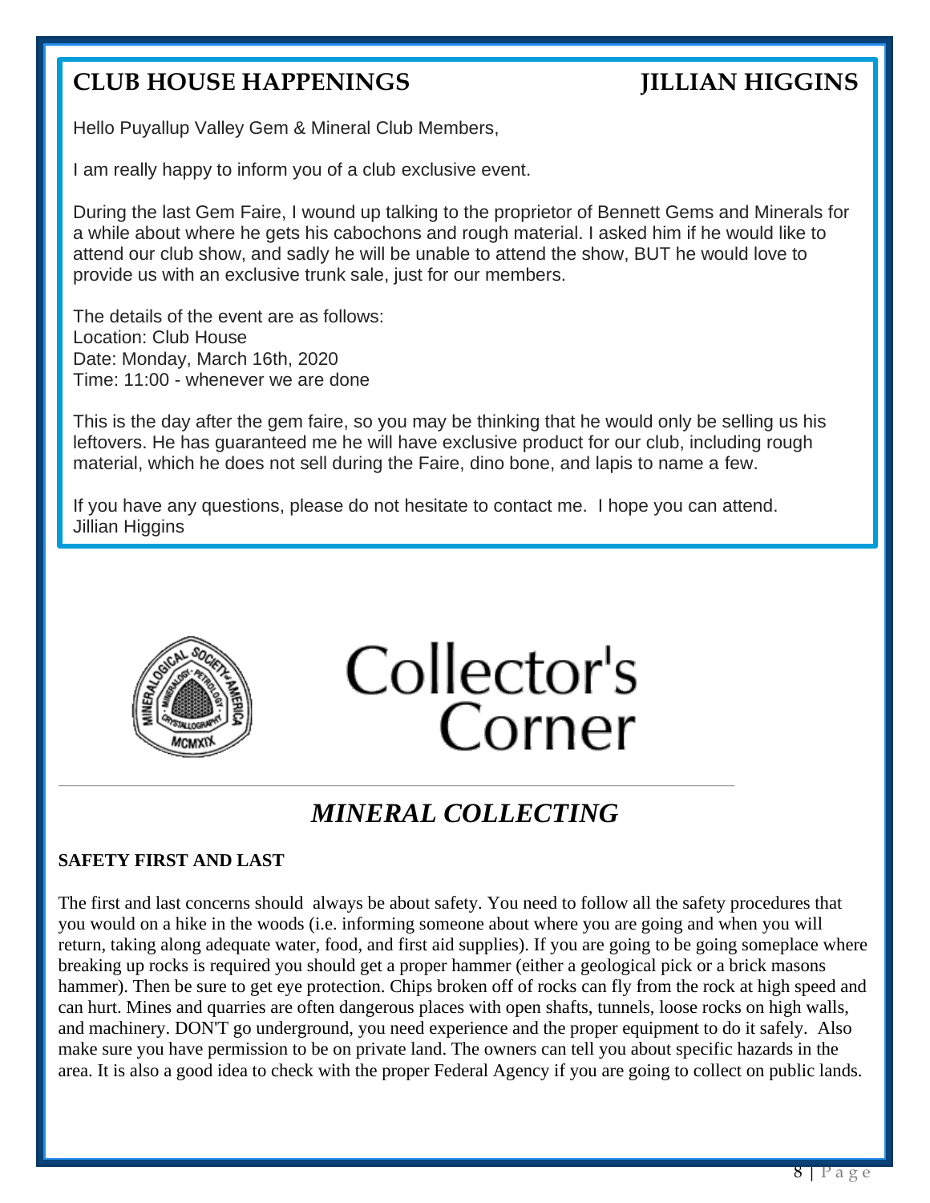## CLUB HOUSE HAPPENINGS JILLIAN HIGGINS

Hello Puyallup Valley Gem & Mineral Club Members,

I am really happy to inform you of a club exclusive event.

During the last Gem Faire, I wound up talking to the proprietor of Bennett Gems and Minerals for a while about where he gets his cabochons and rough material. I asked him if he would like to attend our club show, and sadly he will be unable to attend the show, BUT he would love to provide us with an exclusive trunk sale, just for our members.

The details of the event are as follows:
Location: Club House
Date: Monday, March 16th, 2020
Time: 11:00 - whenever we are done

This is the day after the gem faire, so you may be thinking that he would only be selling us his leftovers. He has guaranteed me he will have exclusive product for our club, including rough material, which he does not sell during the Faire, dino bone, and lapis to name a few.

If you have any questions, please do not hesitate to contact me. I hope you can attend.
Jillian Higgins

# Collector's Corner

## *MINERAL COLLECTING*

**SAFETY FIRST AND LAST**

The first and last concerns should always be about safety. You need to follow all the safety procedures that you would on a hike in the woods (i.e. informing someone about where you are going and when you will return, taking along adequate water, food, and first aid supplies). If you are going to be going someplace where breaking up rocks is required you should get a proper hammer (either a geological pick or a brick masons hammer). Then be sure to get eye protection. Chips broken off of rocks can fly from the rock at high speed and can hurt. Mines and quarries are often dangerous places with open shafts, tunnels, loose rocks on high walls, and machinery. DON'T go underground, you need experience and the proper equipment to do it safely. Also make sure you have permission to be on private land. The owners can tell you about specific hazards in the area. It is also a good idea to check with the proper Federal Agency if you are going to collect on public lands.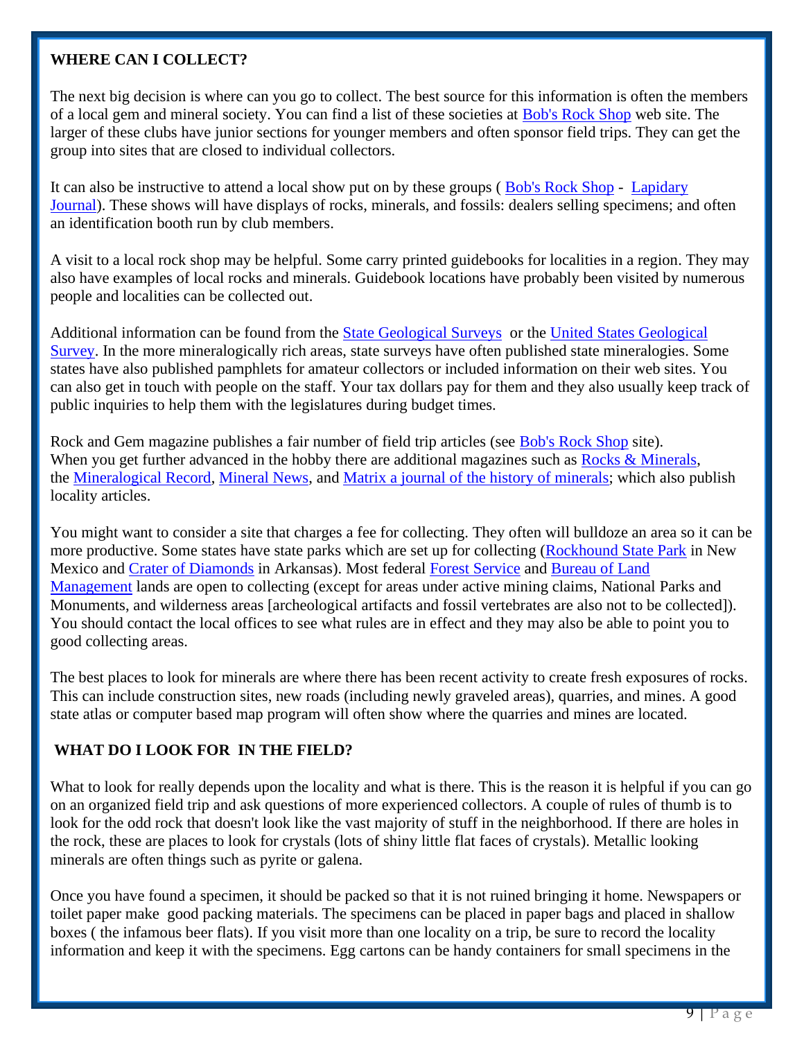## WHERE CAN I COLLECT?

The next big decision is where can you go to collect. The best source for this information is often the members of a local gem and mineral society. You can find a list of these societies at Bob's Rock Shop web site. The larger of these clubs have junior sections for younger members and often sponsor field trips. They can get the group into sites that are closed to individual collectors.

It can also be instructive to attend a local show put on by these groups ( Bob's Rock Shop - Lapidary Journal). These shows will have displays of rocks, minerals, and fossils: dealers selling specimens; and often an identification booth run by club members.

A visit to a local rock shop may be helpful. Some carry printed guidebooks for localities in a region. They may also have examples of local rocks and minerals. Guidebook locations have probably been visited by numerous people and localities can be collected out.

Additional information can be found from the State Geological Surveys or the United States Geological Survey. In the more mineralogically rich areas, state surveys have often published state mineralogies. Some states have also published pamphlets for amateur collectors or included information on their web sites. You can also get in touch with people on the staff. Your tax dollars pay for them and they also usually keep track of public inquiries to help them with the legislatures during budget times.

Rock and Gem magazine publishes a fair number of field trip articles (see Bob's Rock Shop site). When you get further advanced in the hobby there are additional magazines such as Rocks & Minerals, the Mineralogical Record, Mineral News, and Matrix a journal of the history of minerals; which also publish locality articles.

You might want to consider a site that charges a fee for collecting. They often will bulldoze an area so it can be more productive. Some states have state parks which are set up for collecting (Rockhound State Park in New Mexico and Crater of Diamonds in Arkansas). Most federal Forest Service and Bureau of Land Management lands are open to collecting (except for areas under active mining claims, National Parks and Monuments, and wilderness areas [archeological artifacts and fossil vertebrates are also not to be collected]). You should contact the local offices to see what rules are in effect and they may also be able to point you to good collecting areas.

The best places to look for minerals are where there has been recent activity to create fresh exposures of rocks. This can include construction sites, new roads (including newly graveled areas), quarries, and mines. A good state atlas or computer based map program will often show where the quarries and mines are located.

## WHAT DO I LOOK FOR IN THE FIELD?

What to look for really depends upon the locality and what is there. This is the reason it is helpful if you can go on an organized field trip and ask questions of more experienced collectors. A couple of rules of thumb is to look for the odd rock that doesn't look like the vast majority of stuff in the neighborhood. If there are holes in the rock, these are places to look for crystals (lots of shiny little flat faces of crystals). Metallic looking minerals are often things such as pyrite or galena.

Once you have found a specimen, it should be packed so that it is not ruined bringing it home. Newspapers or toilet paper make good packing materials. The specimens can be placed in paper bags and placed in shallow boxes ( the infamous beer flats). If you visit more than one locality on a trip, be sure to record the locality information and keep it with the specimens. Egg cartons can be handy containers for small specimens in the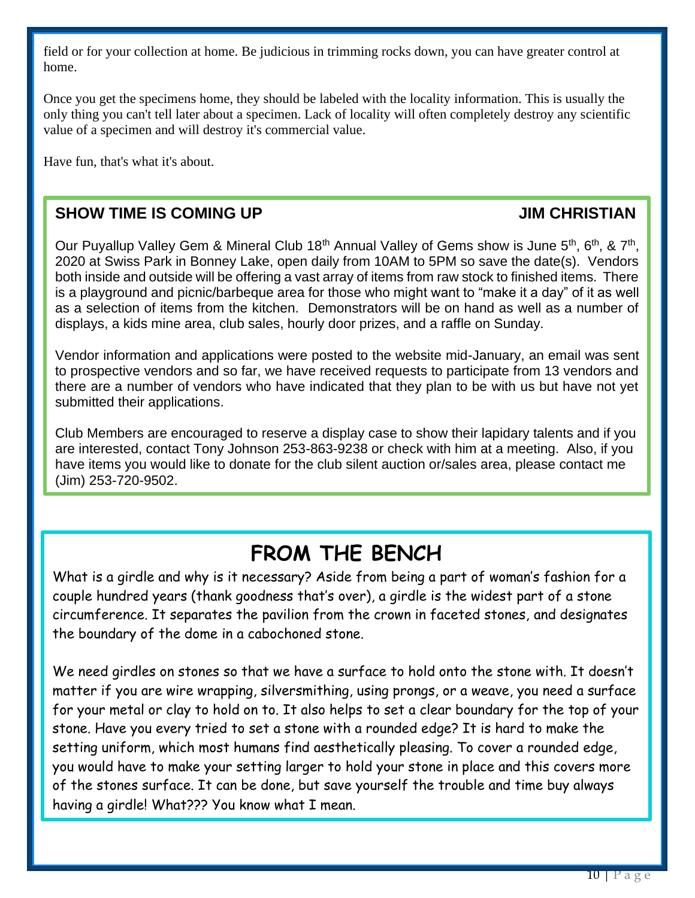field or for your collection at home. Be judicious in trimming rocks down, you can have greater control at home.

Once you get the specimens home, they should be labeled with the locality information. This is usually the only thing you can't tell later about a specimen. Lack of locality will often completely destroy any scientific value of a specimen and will destroy it's commercial value.

Have fun, that's what it's about.

## SHOW TIME IS COMING UP — JIM CHRISTIAN

Our Puyallup Valley Gem & Mineral Club 18th Annual Valley of Gems show is June 5th, 6th, & 7th, 2020 at Swiss Park in Bonney Lake, open daily from 10AM to 5PM so save the date(s). Vendors both inside and outside will be offering a vast array of items from raw stock to finished items. There is a playground and picnic/barbeque area for those who might want to "make it a day" of it as well as a selection of items from the kitchen. Demonstrators will be on hand as well as a number of displays, a kids mine area, club sales, hourly door prizes, and a raffle on Sunday.

Vendor information and applications were posted to the website mid-January, an email was sent to prospective vendors and so far, we have received requests to participate from 13 vendors and there are a number of vendors who have indicated that they plan to be with us but have not yet submitted their applications.

Club Members are encouraged to reserve a display case to show their lapidary talents and if you are interested, contact Tony Johnson 253-863-9238 or check with him at a meeting. Also, if you have items you would like to donate for the club silent auction or/sales area, please contact me (Jim) 253-720-9502.

## FROM THE BENCH

What is a girdle and why is it necessary? Aside from being a part of woman's fashion for a couple hundred years (thank goodness that's over), a girdle is the widest part of a stone circumference. It separates the pavilion from the crown in faceted stones, and designates the boundary of the dome in a cabochoned stone.

We need girdles on stones so that we have a surface to hold onto the stone with. It doesn't matter if you are wire wrapping, silversmithing, using prongs, or a weave, you need a surface for your metal or clay to hold on to. It also helps to set a clear boundary for the top of your stone. Have you every tried to set a stone with a rounded edge? It is hard to make the setting uniform, which most humans find aesthetically pleasing. To cover a rounded edge, you would have to make your setting larger to hold your stone in place and this covers more of the stones surface. It can be done, but save yourself the trouble and time buy always having a girdle! What??? You know what I mean.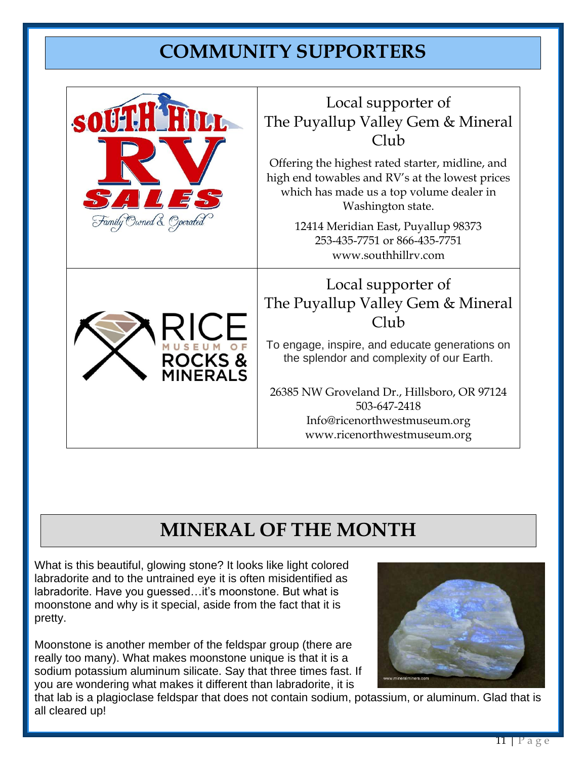# COMMUNITY SUPPORTERS

| | |
|---|---|
| SOUTH HILL RV SALES Family Owned & Operated | Local supporter of The Puyallup Valley Gem & Mineral Club<br><br>Offering the highest rated starter, midline, and high end towables and RV's at the lowest prices which has made us a top volume dealer in Washington state.<br><br>12414 Meridian East, Puyallup 98373<br>253-435-7751 or 866-435-7751<br>www.southhillrv.com |
| RICE MUSEUM OF ROCKS & MINERALS | Local supporter of The Puyallup Valley Gem & Mineral Club<br><br>To engage, inspire, and educate generations on the splendor and complexity of our Earth.<br><br>26385 NW Groveland Dr., Hillsboro, OR 97124<br>503-647-2418<br>Info@ricenorthwestmuseum.org<br>www.ricenorthwestmuseum.org |

# MINERAL OF THE MONTH

What is this beautiful, glowing stone? It looks like light colored labradorite and to the untrained eye it is often misidentified as labradorite. Have you guessed…it's moonstone. But what is moonstone and why is it special, aside from the fact that it is pretty.

Moonstone is another member of the feldspar group (there are really too many). What makes moonstone unique is that it is a sodium potassium aluminum silicate. Say that three times fast. If you are wondering what makes it different than labradorite, it is that lab is a plagioclase feldspar that does not contain sodium, potassium, or aluminum. Glad that is all cleared up!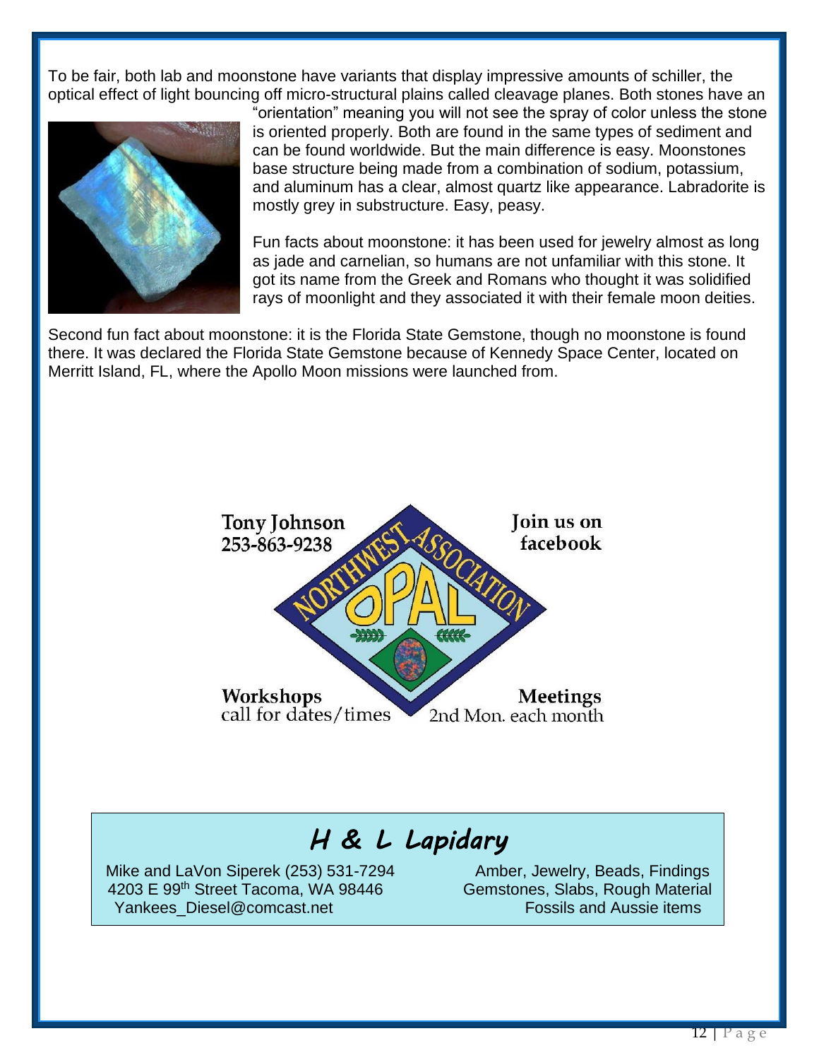To be fair, both lab and moonstone have variants that display impressive amounts of schiller, the optical effect of light bouncing off micro-structural plains called cleavage planes. Both stones have an "orientation" meaning you will not see the spray of color unless the stone is oriented properly. Both are found in the same types of sediment and can be found worldwide. But the main difference is easy. Moonstones base structure being made from a combination of sodium, potassium, and aluminum has a clear, almost quartz like appearance. Labradorite is mostly grey in substructure. Easy, peasy.

Fun facts about moonstone: it has been used for jewelry almost as long as jade and carnelian, so humans are not unfamiliar with this stone. It got its name from the Greek and Romans who thought it was solidified rays of moonlight and they associated it with their female moon deities.

Second fun fact about moonstone: it is the Florida State Gemstone, though no moonstone is found there. It was declared the Florida State Gemstone because of Kennedy Space Center, located on Merritt Island, FL, where the Apollo Moon missions were launched from.

**Tony Johnson**
253-863-9238

**Join us on facebook**

NORTHWEST ASSOCIATION OPAL

**Workshops**
call for dates/times

**Meetings**
2nd Mon. each month

## *H & L Lapidary*

Mike and LaVon Siperek (253) 531-7294
4203 E 99th Street Tacoma, WA 98446
Yankees_Diesel@comcast.net

Amber, Jewelry, Beads, Findings
Gemstones, Slabs, Rough Material
Fossils and Aussie items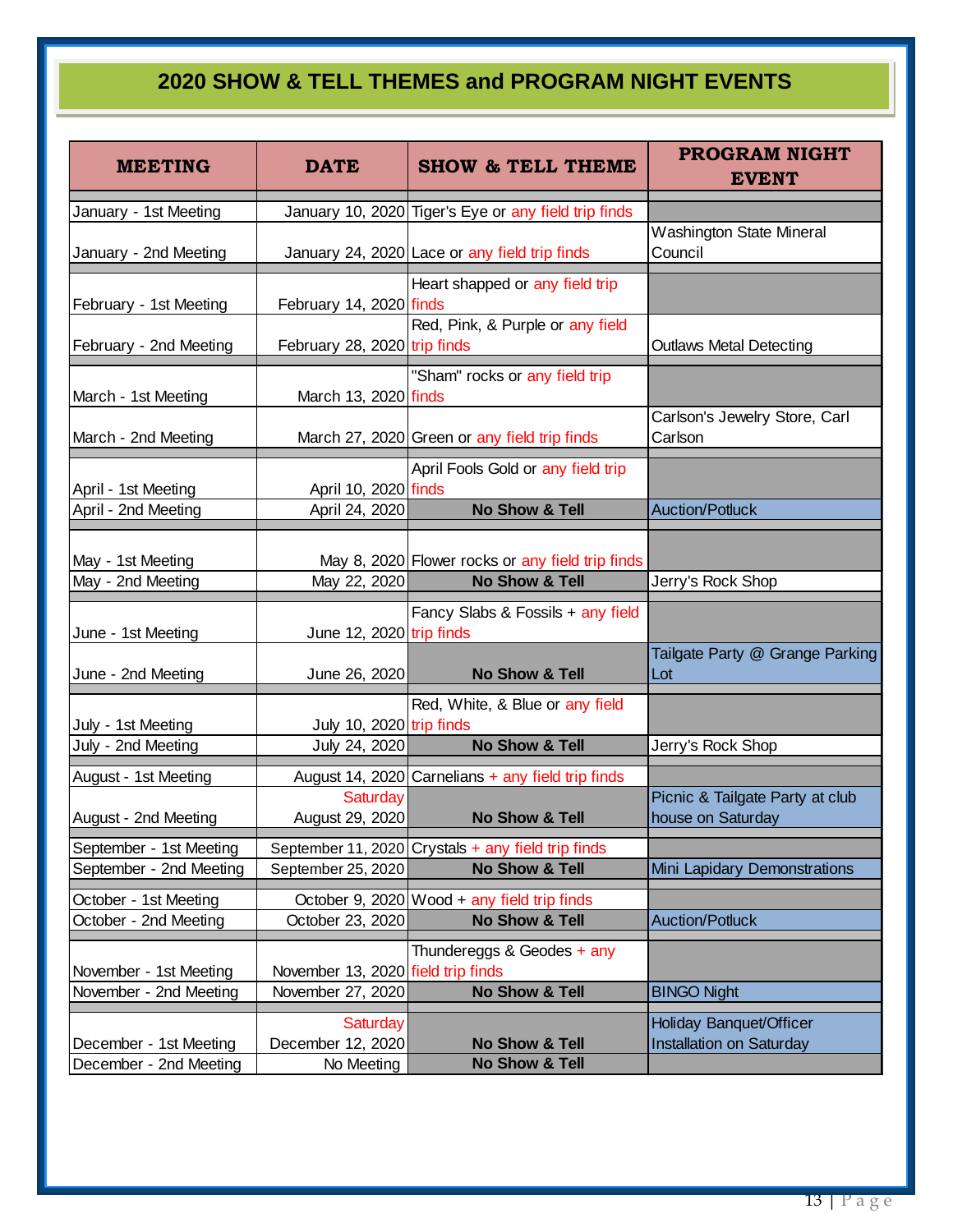# 2020 SHOW & TELL THEMES and PROGRAM NIGHT EVENTS

| MEETING | DATE | SHOW & TELL THEME | PROGRAM NIGHT EVENT |
|---|---|---|---|
| January - 1st Meeting | January 10, 2020 | Tiger's Eye or any field trip finds | |
| January - 2nd Meeting | January 24, 2020 | Lace or any field trip finds | Washington State Mineral Council |
| February - 1st Meeting | February 14, 2020 | Heart shapped or any field trip finds | |
| February - 2nd Meeting | February 28, 2020 | Red, Pink, & Purple or any field trip finds | Outlaws Metal Detecting |
| March - 1st Meeting | March 13, 2020 | "Sham" rocks or any field trip finds | |
| March - 2nd Meeting | March 27, 2020 | Green or any field trip finds | Carlson's Jewelry Store, Carl Carlson |
| April - 1st Meeting | April 10, 2020 | April Fools Gold or any field trip finds | |
| April - 2nd Meeting | April 24, 2020 | **No Show & Tell** | Auction/Potluck |
| May - 1st Meeting | May 8, 2020 | Flower rocks or any field trip finds | |
| May - 2nd Meeting | May 22, 2020 | **No Show & Tell** | Jerry's Rock Shop |
| June - 1st Meeting | June 12, 2020 | Fancy Slabs & Fossils + any field trip finds | |
| June - 2nd Meeting | June 26, 2020 | **No Show & Tell** | Tailgate Party @ Grange Parking Lot |
| July - 1st Meeting | July 10, 2020 | Red, White, & Blue or any field trip finds | |
| July - 2nd Meeting | July 24, 2020 | **No Show & Tell** | Jerry's Rock Shop |
| August - 1st Meeting | August 14, 2020 | Carnelians + any field trip finds | |
| August - 2nd Meeting | Saturday August 29, 2020 | **No Show & Tell** | Picnic & Tailgate Party at club house on Saturday |
| September - 1st Meeting | September 11, 2020 | Crystals + any field trip finds | |
| September - 2nd Meeting | September 25, 2020 | **No Show & Tell** | Mini Lapidary Demonstrations |
| October - 1st Meeting | October 9, 2020 | Wood + any field trip finds | |
| October - 2nd Meeting | October 23, 2020 | **No Show & Tell** | Auction/Potluck |
| November - 1st Meeting | November 13, 2020 | Thundereggs & Geodes + any field trip finds | |
| November - 2nd Meeting | November 27, 2020 | **No Show & Tell** | BINGO Night |
| December - 1st Meeting | Saturday December 12, 2020 | **No Show & Tell** | Holiday Banquet/Officer Installation on Saturday |
| December - 2nd Meeting | No Meeting | **No Show & Tell** | |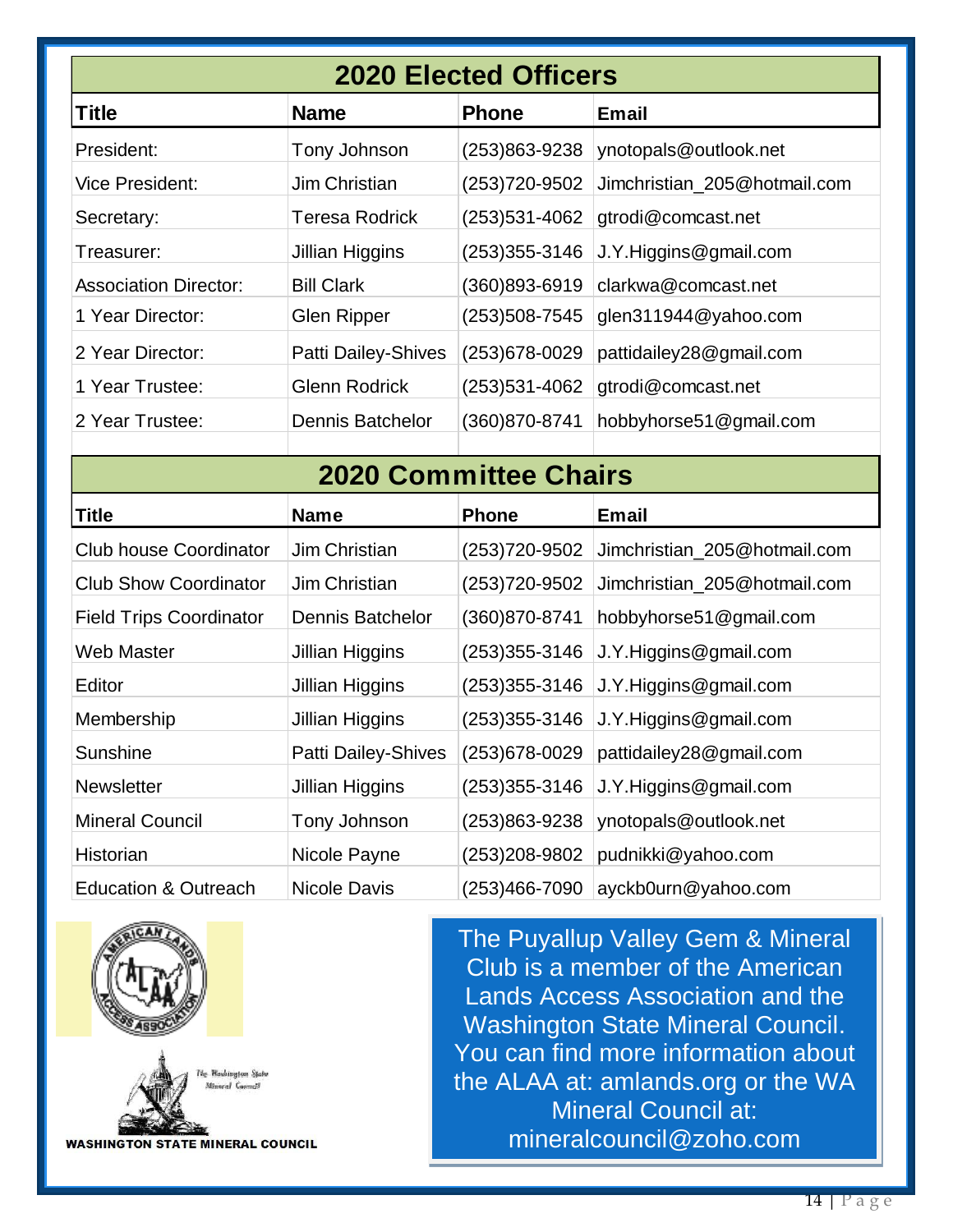## 2020 Elected Officers

| Title | Name | Phone | Email |
|---|---|---|---|
| President: | Tony Johnson | (253)863-9238 | ynotopals@outlook.net |
| Vice President: | Jim Christian | (253)720-9502 | Jimchristian_205@hotmail.com |
| Secretary: | Teresa Rodrick | (253)531-4062 | gtrodi@comcast.net |
| Treasurer: | Jillian Higgins | (253)355-3146 | J.Y.Higgins@gmail.com |
| Association Director: | Bill Clark | (360)893-6919 | clarkwa@comcast.net |
| 1 Year Director: | Glen Ripper | (253)508-7545 | glen311944@yahoo.com |
| 2 Year Director: | Patti Dailey-Shives | (253)678-0029 | pattidailey28@gmail.com |
| 1 Year Trustee: | Glenn Rodrick | (253)531-4062 | gtrodi@comcast.net |
| 2 Year Trustee: | Dennis Batchelor | (360)870-8741 | hobbyhorse51@gmail.com |

## 2020 Committee Chairs

| Title | Name | Phone | Email |
|---|---|---|---|
| Club house Coordinator | Jim Christian | (253)720-9502 | Jimchristian_205@hotmail.com |
| Club Show Coordinator | Jim Christian | (253)720-9502 | Jimchristian_205@hotmail.com |
| Field Trips Coordinator | Dennis Batchelor | (360)870-8741 | hobbyhorse51@gmail.com |
| Web Master | Jillian Higgins | (253)355-3146 | J.Y.Higgins@gmail.com |
| Editor | Jillian Higgins | (253)355-3146 | J.Y.Higgins@gmail.com |
| Membership | Jillian Higgins | (253)355-3146 | J.Y.Higgins@gmail.com |
| Sunshine | Patti Dailey-Shives | (253)678-0029 | pattidailey28@gmail.com |
| Newsletter | Jillian Higgins | (253)355-3146 | J.Y.Higgins@gmail.com |
| Mineral Council | Tony Johnson | (253)863-9238 | ynotopals@outlook.net |
| Historian | Nicole Payne | (253)208-9802 | pudnikki@yahoo.com |
| Education & Outreach | Nicole Davis | (253)466-7090 | ayckb0urn@yahoo.com |

WASHINGTON STATE MINERAL COUNCIL

The Puyallup Valley Gem & Mineral Club is a member of the American Lands Access Association and the Washington State Mineral Council. You can find more information about the ALAA at: amlands.org or the WA Mineral Council at: mineralcouncil@zoho.com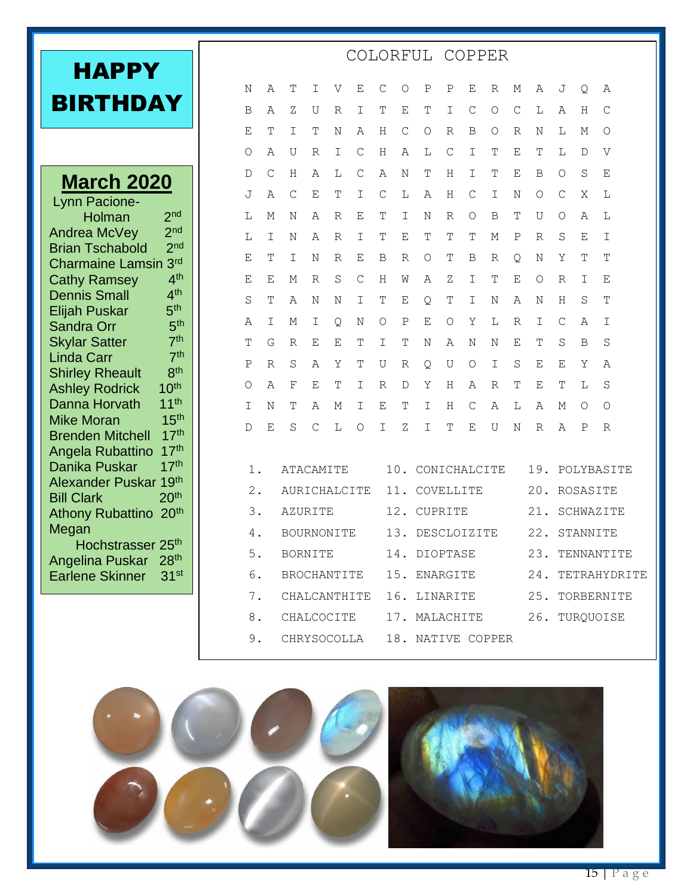# HAPPY BIRTHDAY

## March 2020

| Name | Day |
|---|---|
| Lynn Pacione-Holman | 2nd |
| Andrea McVey | 2nd |
| Brian Tschabold | 2nd |
| Charmaine Lamsin | 3rd |
| Cathy Ramsey | 4th |
| Dennis Small | 4th |
| Elijah Puskar | 5th |
| Sandra Orr | 5th |
| Skylar Satter | 7th |
| Linda Carr | 7th |
| Shirley Rheault | 8th |
| Ashley Rodrick | 10th |
| Danna Horvath | 11th |
| Mike Moran | 15th |
| Brenden Mitchell | 17th |
| Angela Rubattino | 17th |
| Danika Puskar | 17th |
| Alexander Puskar | 19th |
| Bill Clark | 20th |
| Athony Rubattino | 20th |
| Megan Hochstrasser | 25th |
| Angelina Puskar | 28th |
| Earlene Skinner | 31st |

## COLORFUL COPPER

```
N A T I V E C O P P E R M A J Q A
B A Z U R I T E T I C O C L A H C
E T I T N A H C O R B O R N L M O
O A U R I C H A L C I T E T L D V
D C H A L C A N T H I T E B O S E
J A C E T I C L A H C I N O C X L
L M N A R E T I N R O B T U O A L
L I N A R I T E T T T M P R S E I
E T I N R E B R O T B R Q N Y T T
E E M R S C H W A Z I T E O R I E
S T A N N I T E Q T I N A N H S T
A I M I Q N O P E O Y L R I C A I
T G R E E T I T N A N N E T S B S
P R S A Y T U R Q U O I S E E Y A
O A F E T I R D Y H A R T E T L S
I N T A M I E T I H C A L A M O O
D E S C L O I Z I T E U N R A P R
```

1. ATACAMITE
2. AURICHALCITE
3. AZURITE
4. BOURNONITE
5. BORNITE
6. BROCHANTITE
7. CHALCANTHITE
8. CHALCOCITE
9. CHRYSOCOLLA
10. CONICHALCITE
11. COVELLITE
12. CUPRITE
13. DESCLOIZITE
14. DIOPTASE
15. ENARGITE
16. LINARITE
17. MALACHITE
18. NATIVE COPPER
19. POLYBASITE
20. ROSASITE
21. SCHWAZITE
22. STANNITE
23. TENNANTITE
24. TETRAHYDRITE
25. TORBERNITE
26. TURQUOISE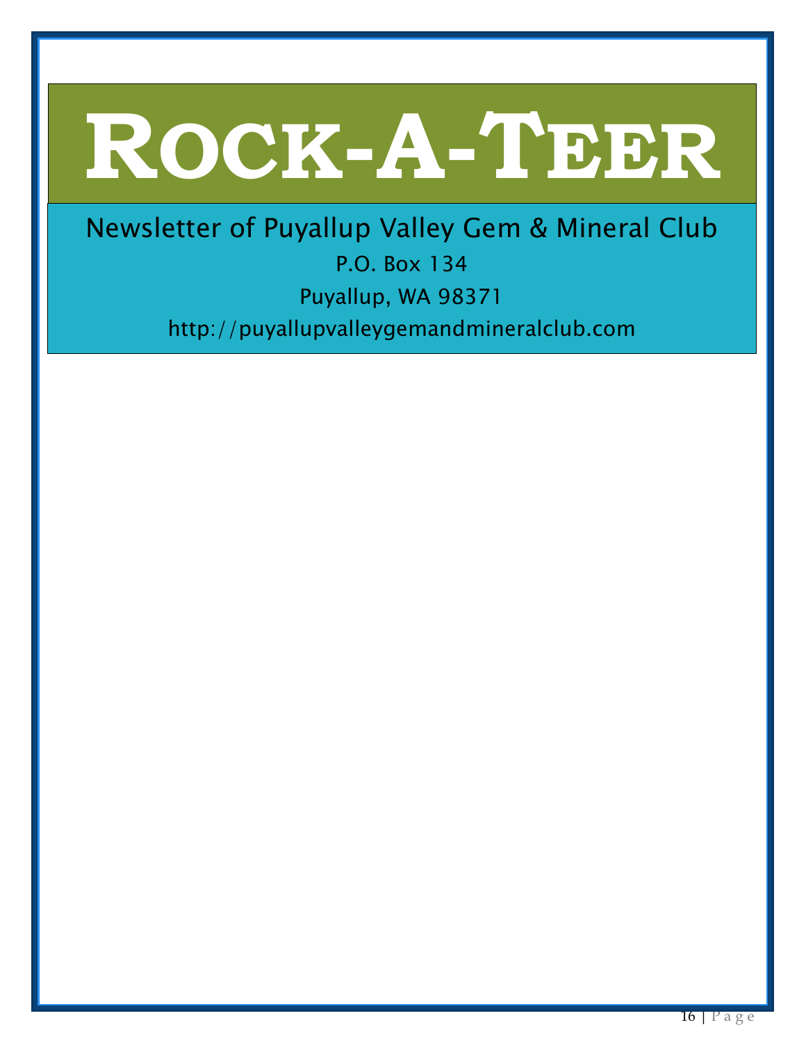# Rock-A-Teer

Newsletter of Puyallup Valley Gem & Mineral Club

P.O. Box 134

Puyallup, WA 98371

http://puyallupvalleygemandmineralclub.com